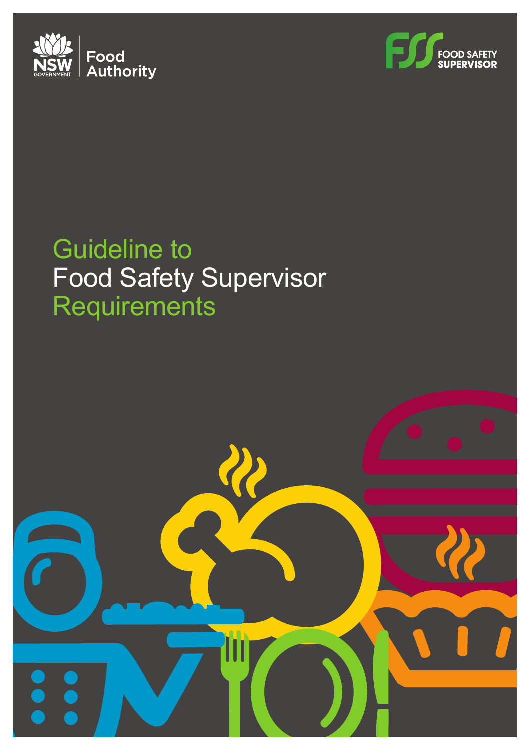NSW GOVERNMENT | Food Authority

FOOD SAFETY SUPERVISOR

# Guideline to Food Safety Supervisor Requirements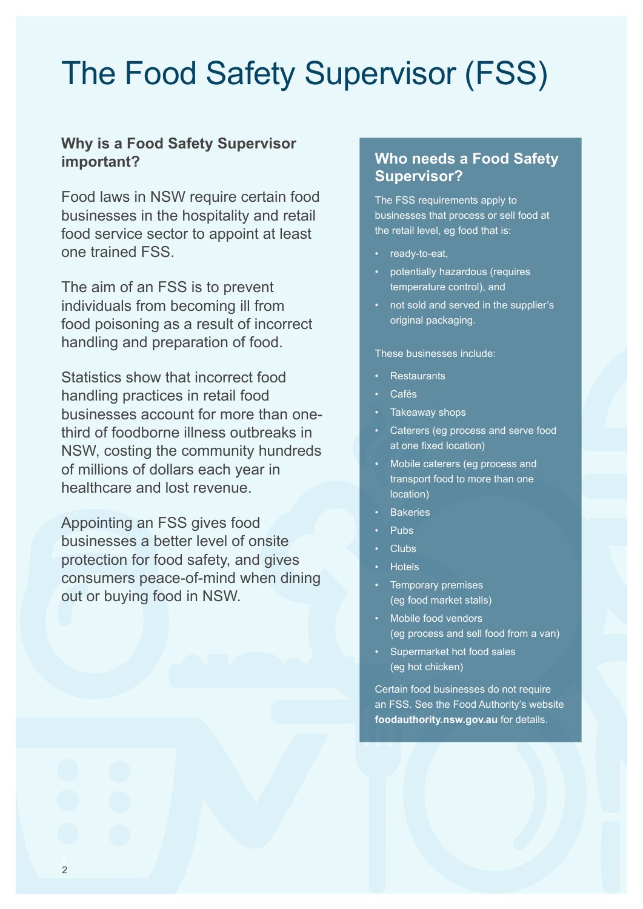# The Food Safety Supervisor (FSS)

## Why is a Food Safety Supervisor important?

Food laws in NSW require certain food businesses in the hospitality and retail food service sector to appoint at least one trained FSS.

The aim of an FSS is to prevent individuals from becoming ill from food poisoning as a result of incorrect handling and preparation of food.

Statistics show that incorrect food handling practices in retail food businesses account for more than one-third of foodborne illness outbreaks in NSW, costing the community hundreds of millions of dollars each year in healthcare and lost revenue.

Appointing an FSS gives food businesses a better level of onsite protection for food safety, and gives consumers peace-of-mind when dining out or buying food in NSW.

## Who needs a Food Safety Supervisor?

The FSS requirements apply to businesses that process or sell food at the retail level, eg food that is:

- ready-to-eat,
- potentially hazardous (requires temperature control), and
- not sold and served in the supplier's original packaging.

These businesses include:

- Restaurants
- Cafés
- Takeaway shops
- Caterers (eg process and serve food at one fixed location)
- Mobile caterers (eg process and transport food to more than one location)
- Bakeries
- Pubs
- Clubs
- Hotels
- Temporary premises (eg food market stalls)
- Mobile food vendors (eg process and sell food from a van)
- Supermarket hot food sales (eg hot chicken)

Certain food businesses do not require an FSS. See the Food Authority's website **foodauthority.nsw.gov.au** for details.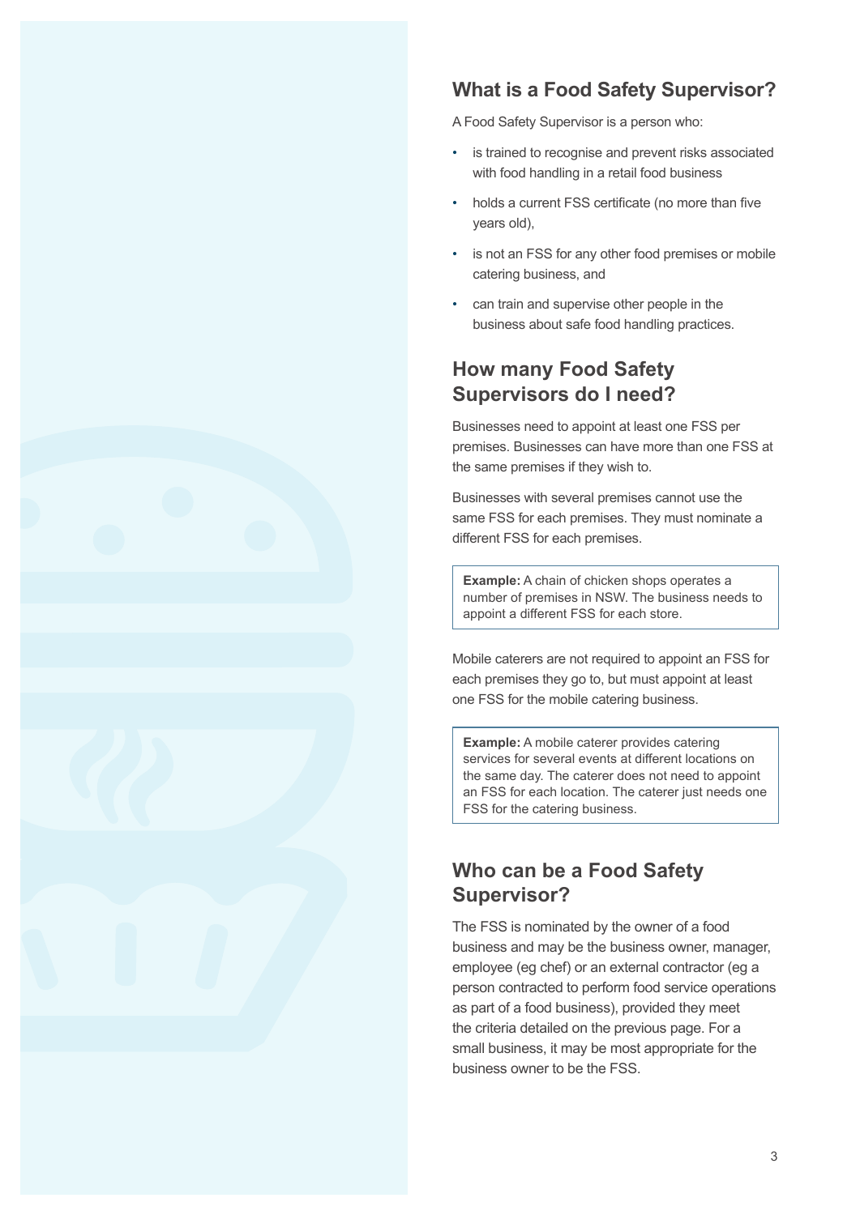## What is a Food Safety Supervisor?

A Food Safety Supervisor is a person who:

- is trained to recognise and prevent risks associated with food handling in a retail food business
- holds a current FSS certificate (no more than five years old),
- is not an FSS for any other food premises or mobile catering business, and
- can train and supervise other people in the business about safe food handling practices.

## How many Food Safety Supervisors do I need?

Businesses need to appoint at least one FSS per premises. Businesses can have more than one FSS at the same premises if they wish to.

Businesses with several premises cannot use the same FSS for each premises. They must nominate a different FSS for each premises.

> **Example:** A chain of chicken shops operates a number of premises in NSW. The business needs to appoint a different FSS for each store.

Mobile caterers are not required to appoint an FSS for each premises they go to, but must appoint at least one FSS for the mobile catering business.

> **Example:** A mobile caterer provides catering services for several events at different locations on the same day. The caterer does not need to appoint an FSS for each location. The caterer just needs one FSS for the catering business.

## Who can be a Food Safety Supervisor?

The FSS is nominated by the owner of a food business and may be the business owner, manager, employee (eg chef) or an external contractor (eg a person contracted to perform food service operations as part of a food business), provided they meet the criteria detailed on the previous page. For a small business, it may be most appropriate for the business owner to be the FSS.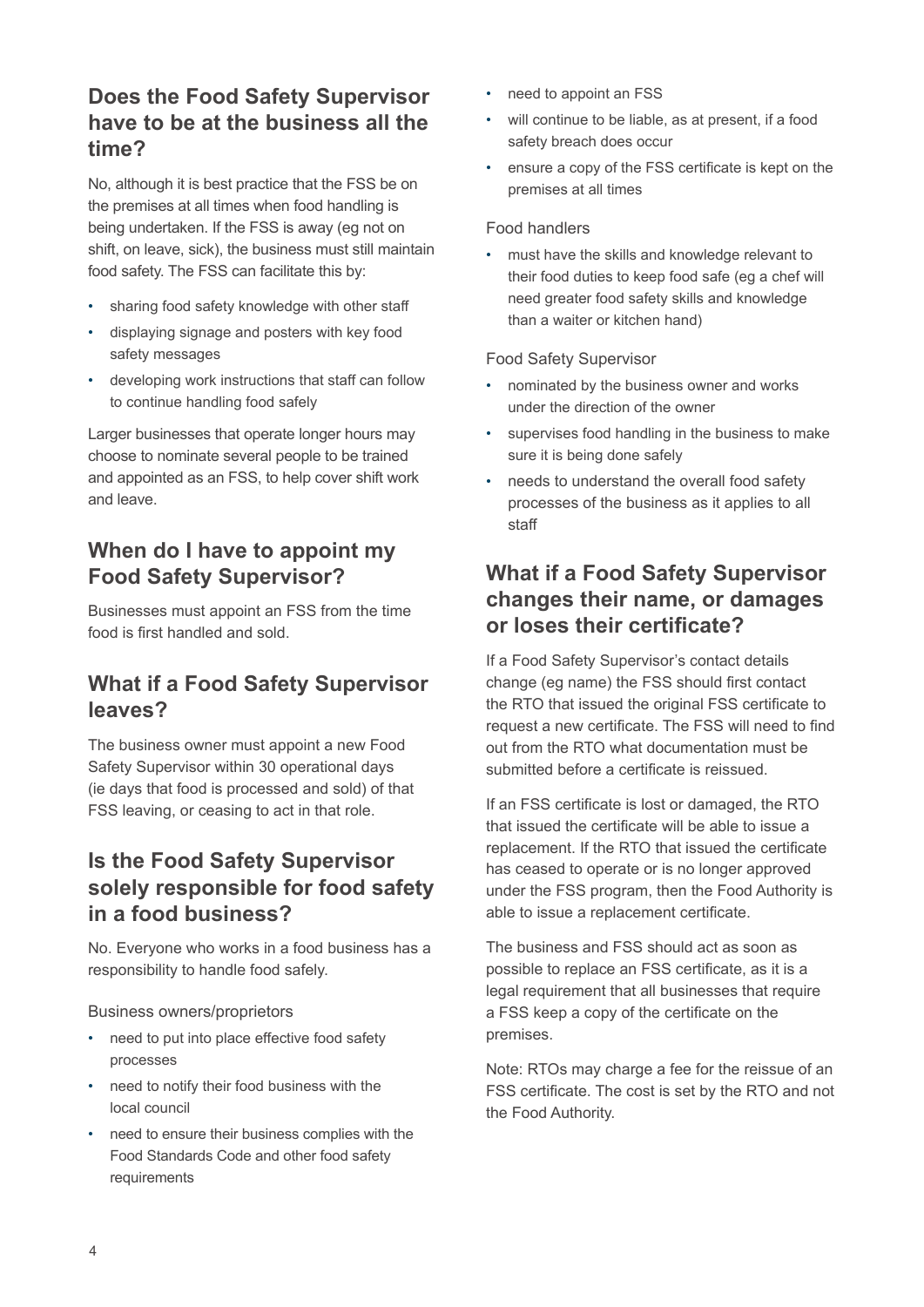## Does the Food Safety Supervisor have to be at the business all the time?

No, although it is best practice that the FSS be on the premises at all times when food handling is being undertaken. If the FSS is away (eg not on shift, on leave, sick), the business must still maintain food safety. The FSS can facilitate this by:

- sharing food safety knowledge with other staff
- displaying signage and posters with key food safety messages
- developing work instructions that staff can follow to continue handling food safely

Larger businesses that operate longer hours may choose to nominate several people to be trained and appointed as an FSS, to help cover shift work and leave.

## When do I have to appoint my Food Safety Supervisor?

Businesses must appoint an FSS from the time food is first handled and sold.

## What if a Food Safety Supervisor leaves?

The business owner must appoint a new Food Safety Supervisor within 30 operational days (ie days that food is processed and sold) of that FSS leaving, or ceasing to act in that role.

## Is the Food Safety Supervisor solely responsible for food safety in a food business?

No. Everyone who works in a food business has a responsibility to handle food safely.

Business owners/proprietors

- need to put into place effective food safety processes
- need to notify their food business with the local council
- need to ensure their business complies with the Food Standards Code and other food safety requirements
- need to appoint an FSS
- will continue to be liable, as at present, if a food safety breach does occur
- ensure a copy of the FSS certificate is kept on the premises at all times

Food handlers

- must have the skills and knowledge relevant to their food duties to keep food safe (eg a chef will need greater food safety skills and knowledge than a waiter or kitchen hand)

Food Safety Supervisor

- nominated by the business owner and works under the direction of the owner
- supervises food handling in the business to make sure it is being done safely
- needs to understand the overall food safety processes of the business as it applies to all staff

## What if a Food Safety Supervisor changes their name, or damages or loses their certificate?

If a Food Safety Supervisor's contact details change (eg name) the FSS should first contact the RTO that issued the original FSS certificate to request a new certificate. The FSS will need to find out from the RTO what documentation must be submitted before a certificate is reissued.

If an FSS certificate is lost or damaged, the RTO that issued the certificate will be able to issue a replacement. If the RTO that issued the certificate has ceased to operate or is no longer approved under the FSS program, then the Food Authority is able to issue a replacement certificate.

The business and FSS should act as soon as possible to replace an FSS certificate, as it is a legal requirement that all businesses that require a FSS keep a copy of the certificate on the premises.

Note: RTOs may charge a fee for the reissue of an FSS certificate. The cost is set by the RTO and not the Food Authority.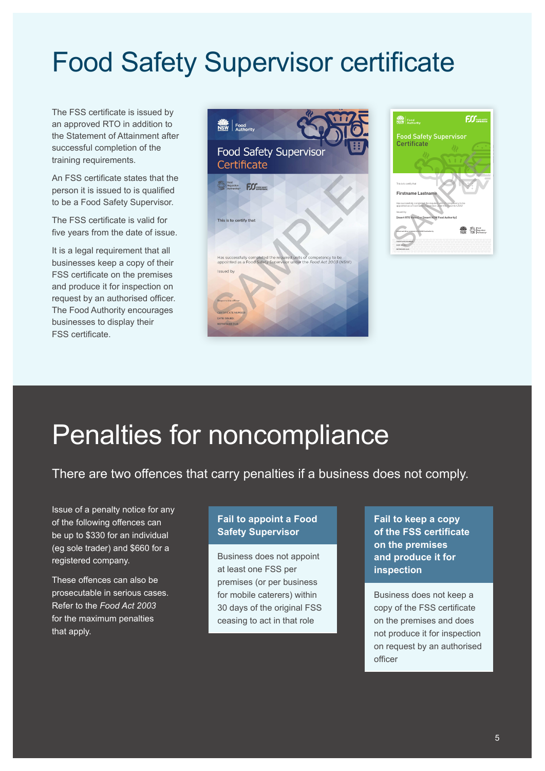# Food Safety Supervisor certificate

The FSS certificate is issued by an approved RTO in addition to the Statement of Attainment after successful completion of the training requirements.

An FSS certificate states that the person it is issued to is qualified to be a Food Safety Supervisor.

The FSS certificate is valid for five years from the date of issue.

It is a legal requirement that all businesses keep a copy of their FSS certificate on the premises and produce it for inspection on request by an authorised officer. The Food Authority encourages businesses to display their FSS certificate.

# Penalties for noncompliance

There are two offences that carry penalties if a business does not comply.

Issue of a penalty notice for any of the following offences can be up to $330 for an individual (eg sole trader) and $660 for a registered company.

These offences can also be prosecutable in serious cases. Refer to the *Food Act 2003* for the maximum penalties that apply.

### Fail to appoint a Food Safety Supervisor

Business does not appoint at least one FSS per premises (or per business for mobile caterers) within 30 days of the original FSS ceasing to act in that role

### Fail to keep a copy of the FSS certificate on the premises and produce it for inspection

Business does not keep a copy of the FSS certificate on the premises and does not produce it for inspection on request by an authorised officer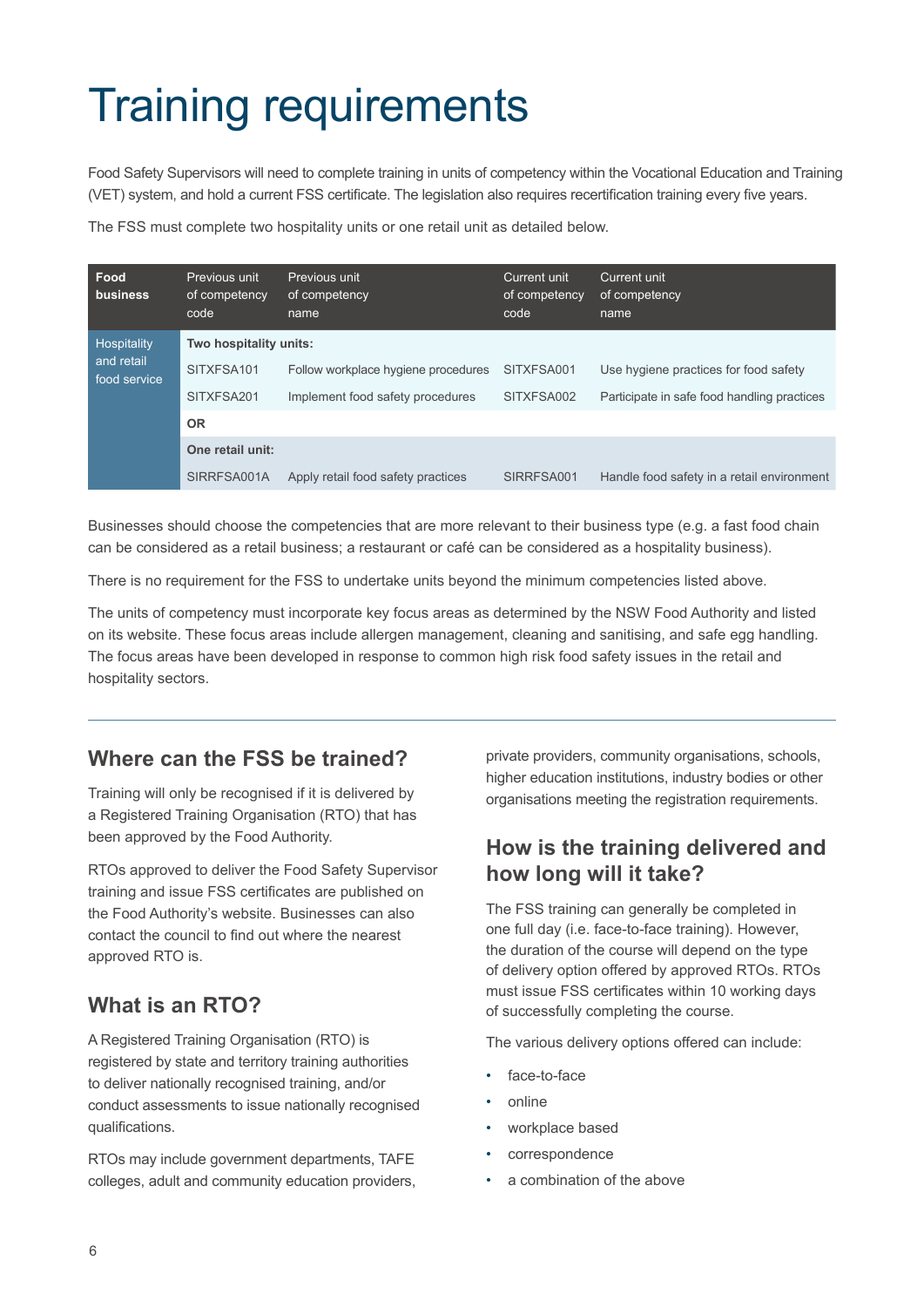# Training requirements

Food Safety Supervisors will need to complete training in units of competency within the Vocational Education and Training (VET) system, and hold a current FSS certificate. The legislation also requires recertification training every five years.

The FSS must complete two hospitality units or one retail unit as detailed below.

| Food business | Previous unit of competency code | Previous unit of competency name | Current unit of competency code | Current unit of competency name |
|---|---|---|---|---|
| Hospitality and retail food service | **Two hospitality units:** | | | |
| | SITXFSA101 | Follow workplace hygiene procedures | SITXFSA001 | Use hygiene practices for food safety |
| | SITXFSA201 | Implement food safety procedures | SITXFSA002 | Participate in safe food handling practices |
| | **OR** | | | |
| | **One retail unit:** | | | |
| | SIRRFSA001A | Apply retail food safety practices | SIRRFSA001 | Handle food safety in a retail environment |

Businesses should choose the competencies that are more relevant to their business type (e.g. a fast food chain can be considered as a retail business; a restaurant or café can be considered as a hospitality business).

There is no requirement for the FSS to undertake units beyond the minimum competencies listed above.

The units of competency must incorporate key focus areas as determined by the NSW Food Authority and listed on its website. These focus areas include allergen management, cleaning and sanitising, and safe egg handling. The focus areas have been developed in response to common high risk food safety issues in the retail and hospitality sectors.

## Where can the FSS be trained?

Training will only be recognised if it is delivered by a Registered Training Organisation (RTO) that has been approved by the Food Authority.

RTOs approved to deliver the Food Safety Supervisor training and issue FSS certificates are published on the Food Authority's website. Businesses can also contact the council to find out where the nearest approved RTO is.

## What is an RTO?

A Registered Training Organisation (RTO) is registered by state and territory training authorities to deliver nationally recognised training, and/or conduct assessments to issue nationally recognised qualifications.

RTOs may include government departments, TAFE colleges, adult and community education providers, private providers, community organisations, schools, higher education institutions, industry bodies or other organisations meeting the registration requirements.

## How is the training delivered and how long will it take?

The FSS training can generally be completed in one full day (i.e. face-to-face training). However, the duration of the course will depend on the type of delivery option offered by approved RTOs. RTOs must issue FSS certificates within 10 working days of successfully completing the course.

The various delivery options offered can include:

- face-to-face
- online
- workplace based
- correspondence
- a combination of the above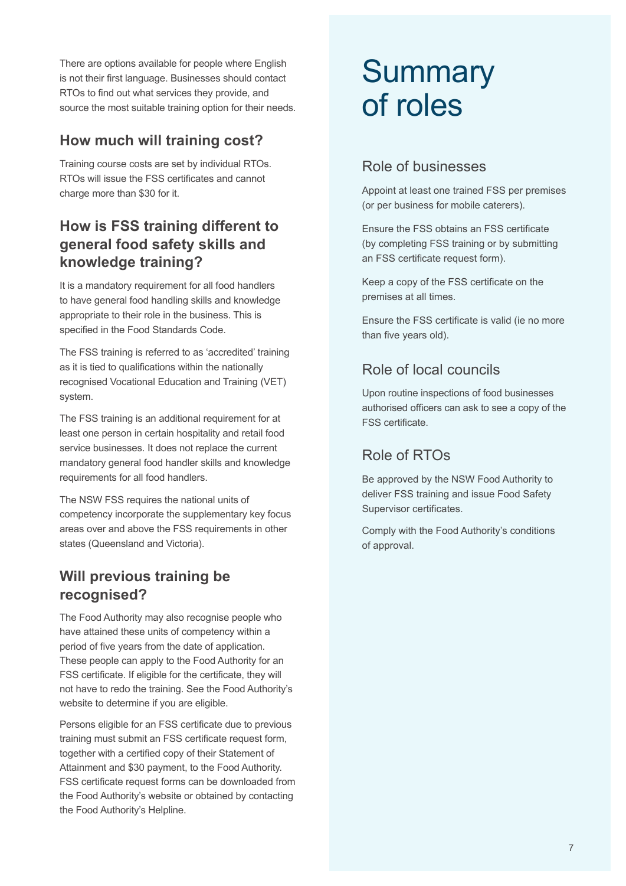There are options available for people where English is not their first language. Businesses should contact RTOs to find out what services they provide, and source the most suitable training option for their needs.

## How much will training cost?

Training course costs are set by individual RTOs. RTOs will issue the FSS certificates and cannot charge more than $30 for it.

## How is FSS training different to general food safety skills and knowledge training?

It is a mandatory requirement for all food handlers to have general food handling skills and knowledge appropriate to their role in the business. This is specified in the Food Standards Code.

The FSS training is referred to as 'accredited' training as it is tied to qualifications within the nationally recognised Vocational Education and Training (VET) system.

The FSS training is an additional requirement for at least one person in certain hospitality and retail food service businesses. It does not replace the current mandatory general food handler skills and knowledge requirements for all food handlers.

The NSW FSS requires the national units of competency incorporate the supplementary key focus areas over and above the FSS requirements in other states (Queensland and Victoria).

## Will previous training be recognised?

The Food Authority may also recognise people who have attained these units of competency within a period of five years from the date of application. These people can apply to the Food Authority for an FSS certificate. If eligible for the certificate, they will not have to redo the training. See the Food Authority's website to determine if you are eligible.

Persons eligible for an FSS certificate due to previous training must submit an FSS certificate request form, together with a certified copy of their Statement of Attainment and $30 payment, to the Food Authority. FSS certificate request forms can be downloaded from the Food Authority's website or obtained by contacting the Food Authority's Helpline.

# Summary of roles

### Role of businesses

Appoint at least one trained FSS per premises (or per business for mobile caterers).

Ensure the FSS obtains an FSS certificate (by completing FSS training or by submitting an FSS certificate request form).

Keep a copy of the FSS certificate on the premises at all times.

Ensure the FSS certificate is valid (ie no more than five years old).

### Role of local councils

Upon routine inspections of food businesses authorised officers can ask to see a copy of the FSS certificate.

### Role of RTOs

Be approved by the NSW Food Authority to deliver FSS training and issue Food Safety Supervisor certificates.

Comply with the Food Authority's conditions of approval.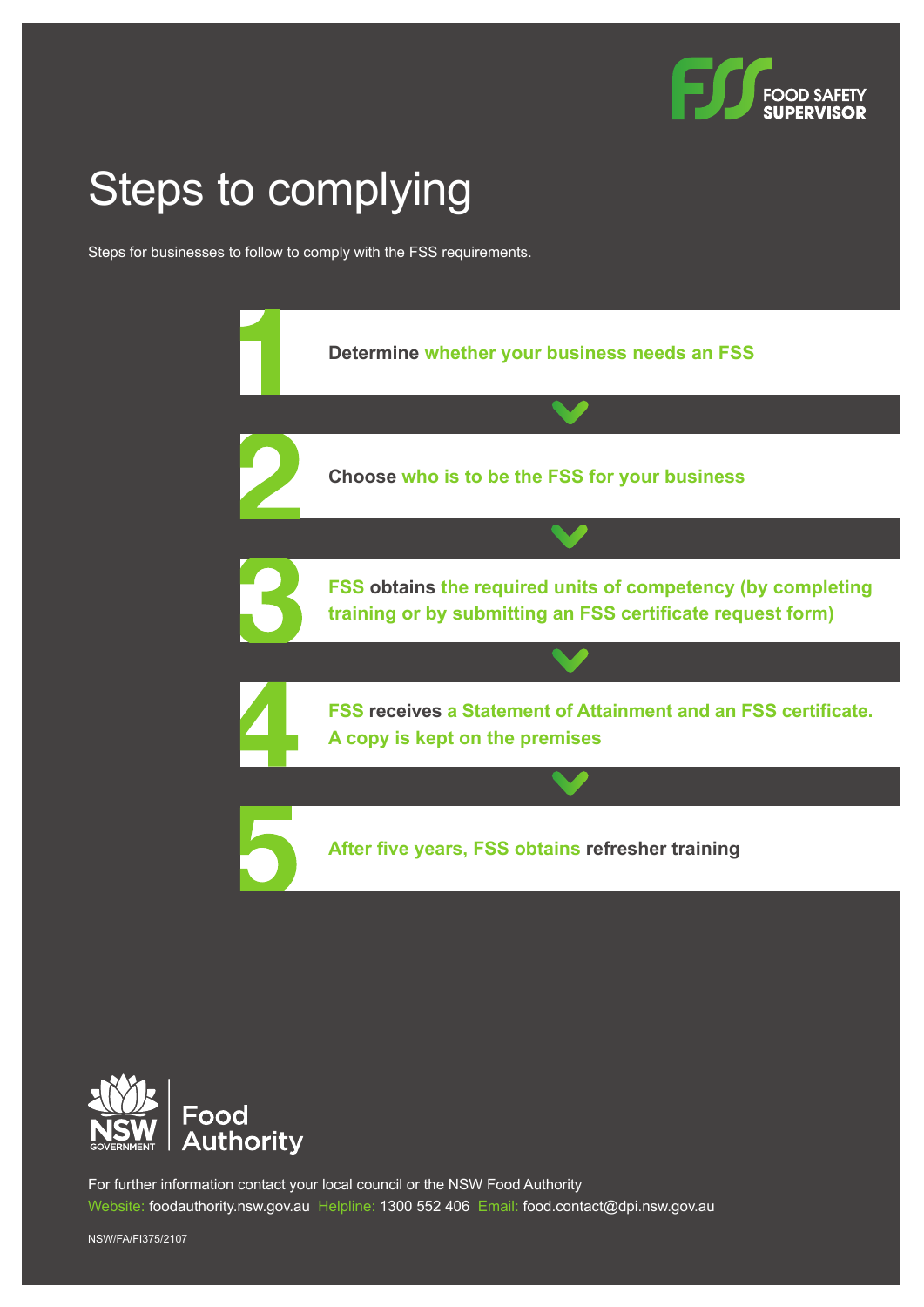FOOD SAFETY SUPERVISOR

# Steps to complying

Steps for businesses to follow to comply with the FSS requirements.

1. **Determine whether your business needs an FSS**
2. **Choose who is to be the FSS for your business**
3. **FSS obtains the required units of competency (by completing training or by submitting an FSS certificate request form)**
4. **FSS receives a Statement of Attainment and an FSS certificate. A copy is kept on the premises**
5. **After five years, FSS obtains refresher training**

NSW Government | Food Authority

For further information contact your local council or the NSW Food Authority

Website: foodauthority.nsw.gov.au Helpline: 1300 552 406 Email: food.contact@dpi.nsw.gov.au

NSW/FA/FI375/2107